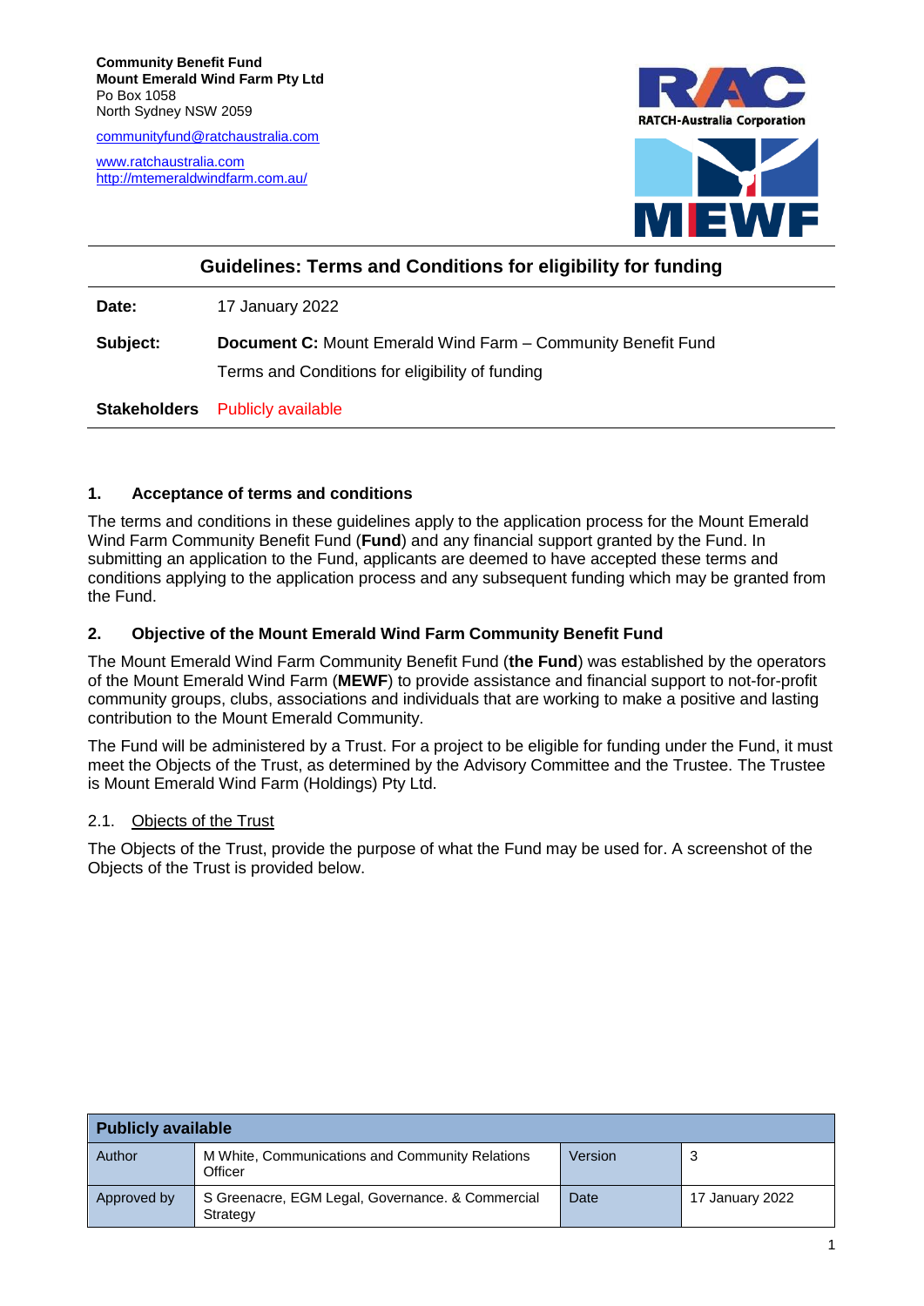**Community Benefit Fund**
**Mount Emerald Wind Farm Pty Ltd**
Po Box 1058
North Sydney NSW 2059

communityfund@ratchaustralia.com

www.ratchaustralia.com
http://mtemeraldwindfarm.com.au/

RATCH-Australia Corporation

MEWF

## Guidelines: Terms and Conditions for eligibility for funding

| | |
|---|---|
| **Date:** | 17 January 2022 |
| **Subject:** | **Document C:** Mount Emerald Wind Farm – Community Benefit Fund Terms and Conditions for eligibility of funding |
| **Stakeholders** | Publicly available |

### 1. Acceptance of terms and conditions

The terms and conditions in these guidelines apply to the application process for the Mount Emerald Wind Farm Community Benefit Fund (**Fund**) and any financial support granted by the Fund. In submitting an application to the Fund, applicants are deemed to have accepted these terms and conditions applying to the application process and any subsequent funding which may be granted from the Fund.

### 2. Objective of the Mount Emerald Wind Farm Community Benefit Fund

The Mount Emerald Wind Farm Community Benefit Fund (**the Fund**) was established by the operators of the Mount Emerald Wind Farm (**MEWF**) to provide assistance and financial support to not-for-profit community groups, clubs, associations and individuals that are working to make a positive and lasting contribution to the Mount Emerald Community.

The Fund will be administered by a Trust. For a project to be eligible for funding under the Fund, it must meet the Objects of the Trust, as determined by the Advisory Committee and the Trustee. The Trustee is Mount Emerald Wind Farm (Holdings) Pty Ltd.

#### 2.1. Objects of the Trust

The Objects of the Trust, provide the purpose of what the Fund may be used for. A screenshot of the Objects of the Trust is provided below.

| Publicly available | | | |
|---|---|---|---|
| Author | M White, Communications and Community Relations Officer | Version | 3 |
| Approved by | S Greenacre, EGM Legal, Governance. & Commercial Strategy | Date | 17 January 2022 |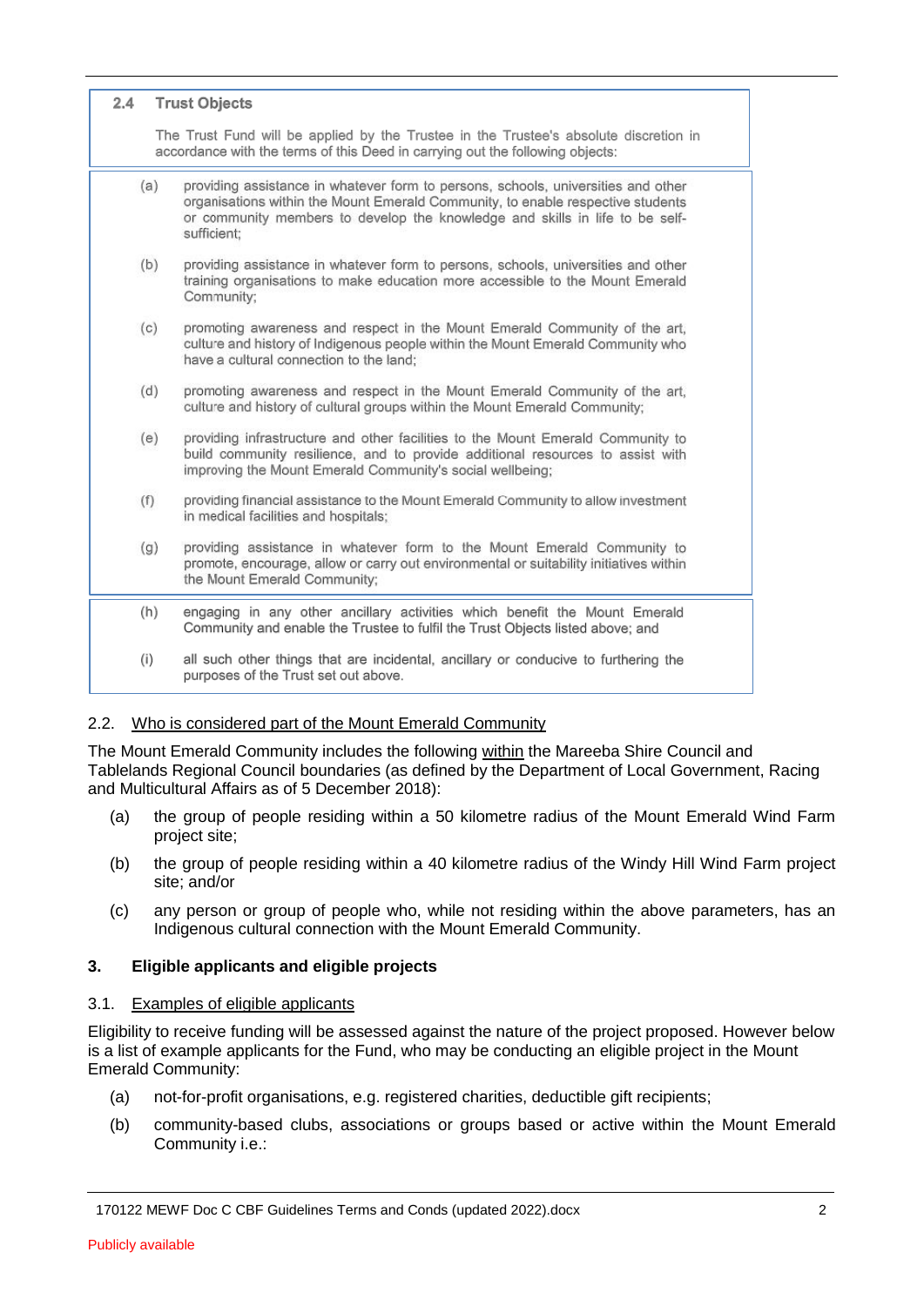**2.4 Trust Objects**

The Trust Fund will be applied by the Trustee in the Trustee's absolute discretion in accordance with the terms of this Deed in carrying out the following objects:

(a) providing assistance in whatever form to persons, schools, universities and other organisations within the Mount Emerald Community, to enable respective students or community members to develop the knowledge and skills in life to be self-sufficient;

(b) providing assistance in whatever form to persons, schools, universities and other training organisations to make education more accessible to the Mount Emerald Community;

(c) promoting awareness and respect in the Mount Emerald Community of the art, culture and history of Indigenous people within the Mount Emerald Community who have a cultural connection to the land;

(d) promoting awareness and respect in the Mount Emerald Community of the art, culture and history of cultural groups within the Mount Emerald Community;

(e) providing infrastructure and other facilities to the Mount Emerald Community to build community resilience, and to provide additional resources to assist with improving the Mount Emerald Community's social wellbeing;

(f) providing financial assistance to the Mount Emerald Community to allow investment in medical facilities and hospitals;

(g) providing assistance in whatever form to the Mount Emerald Community to promote, encourage, allow or carry out environmental or suitability initiatives within the Mount Emerald Community;

(h) engaging in any other ancillary activities which benefit the Mount Emerald Community and enable the Trustee to fulfil the Trust Objects listed above; and

(i) all such other things that are incidental, ancillary or conducive to furthering the purposes of the Trust set out above.

### 2.2. Who is considered part of the Mount Emerald Community

The Mount Emerald Community includes the following within the Mareeba Shire Council and Tablelands Regional Council boundaries (as defined by the Department of Local Government, Racing and Multicultural Affairs as of 5 December 2018):

(a) the group of people residing within a 50 kilometre radius of the Mount Emerald Wind Farm project site;

(b) the group of people residing within a 40 kilometre radius of the Windy Hill Wind Farm project site; and/or

(c) any person or group of people who, while not residing within the above parameters, has an Indigenous cultural connection with the Mount Emerald Community.

## 3. Eligible applicants and eligible projects

### 3.1. Examples of eligible applicants

Eligibility to receive funding will be assessed against the nature of the project proposed. However below is a list of example applicants for the Fund, who may be conducting an eligible project in the Mount Emerald Community:

(a) not-for-profit organisations, e.g. registered charities, deductible gift recipients;

(b) community-based clubs, associations or groups based or active within the Mount Emerald Community i.e.: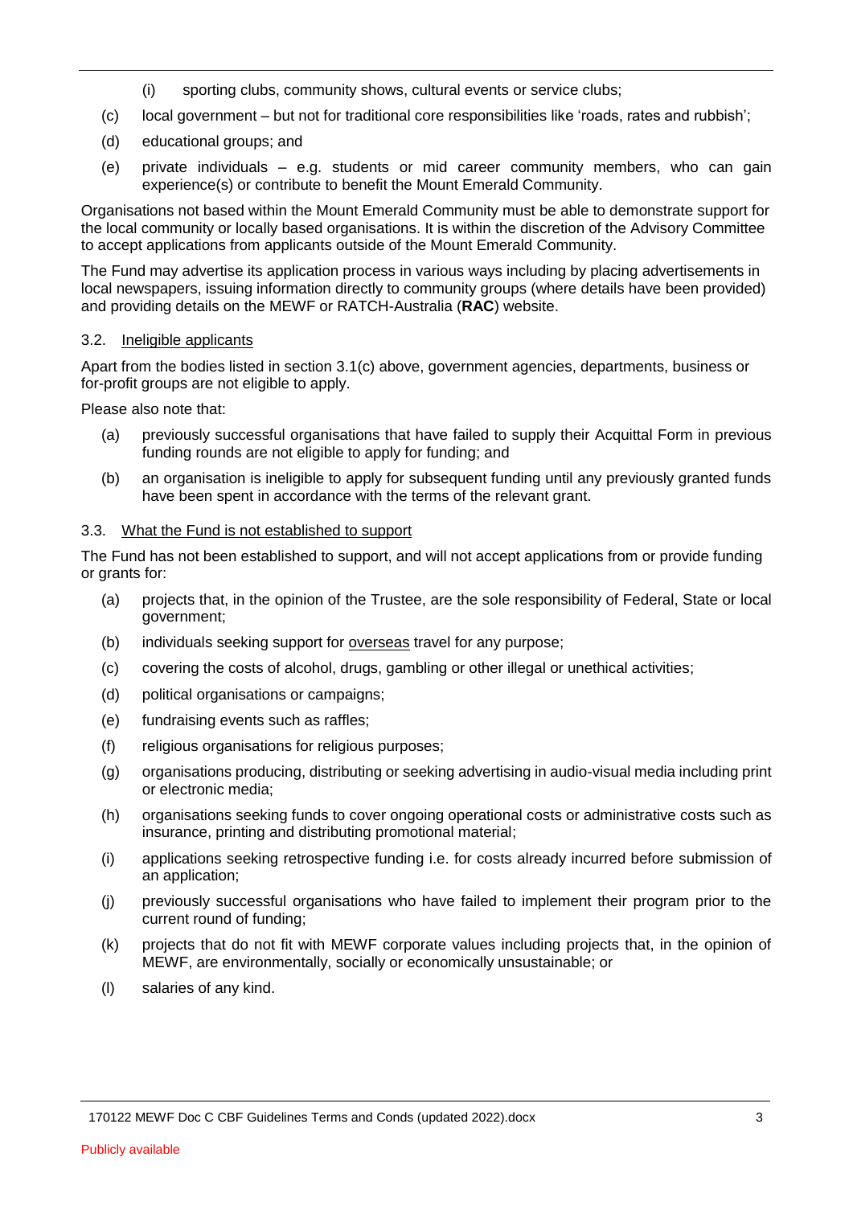(i) sporting clubs, community shows, cultural events or service clubs;

(c) local government – but not for traditional core responsibilities like 'roads, rates and rubbish';

(d) educational groups; and

(e) private individuals – e.g. students or mid career community members, who can gain experience(s) or contribute to benefit the Mount Emerald Community.

Organisations not based within the Mount Emerald Community must be able to demonstrate support for the local community or locally based organisations. It is within the discretion of the Advisory Committee to accept applications from applicants outside of the Mount Emerald Community.

The Fund may advertise its application process in various ways including by placing advertisements in local newspapers, issuing information directly to community groups (where details have been provided) and providing details on the MEWF or RATCH-Australia (**RAC**) website.

### 3.2. Ineligible applicants

Apart from the bodies listed in section 3.1(c) above, government agencies, departments, business or for-profit groups are not eligible to apply.

Please also note that:

(a) previously successful organisations that have failed to supply their Acquittal Form in previous funding rounds are not eligible to apply for funding; and

(b) an organisation is ineligible to apply for subsequent funding until any previously granted funds have been spent in accordance with the terms of the relevant grant.

### 3.3. What the Fund is not established to support

The Fund has not been established to support, and will not accept applications from or provide funding or grants for:

(a) projects that, in the opinion of the Trustee, are the sole responsibility of Federal, State or local government;

(b) individuals seeking support for overseas travel for any purpose;

(c) covering the costs of alcohol, drugs, gambling or other illegal or unethical activities;

(d) political organisations or campaigns;

(e) fundraising events such as raffles;

(f) religious organisations for religious purposes;

(g) organisations producing, distributing or seeking advertising in audio-visual media including print or electronic media;

(h) organisations seeking funds to cover ongoing operational costs or administrative costs such as insurance, printing and distributing promotional material;

(i) applications seeking retrospective funding i.e. for costs already incurred before submission of an application;

(j) previously successful organisations who have failed to implement their program prior to the current round of funding;

(k) projects that do not fit with MEWF corporate values including projects that, in the opinion of MEWF, are environmentally, socially or economically unsustainable; or

(l) salaries of any kind.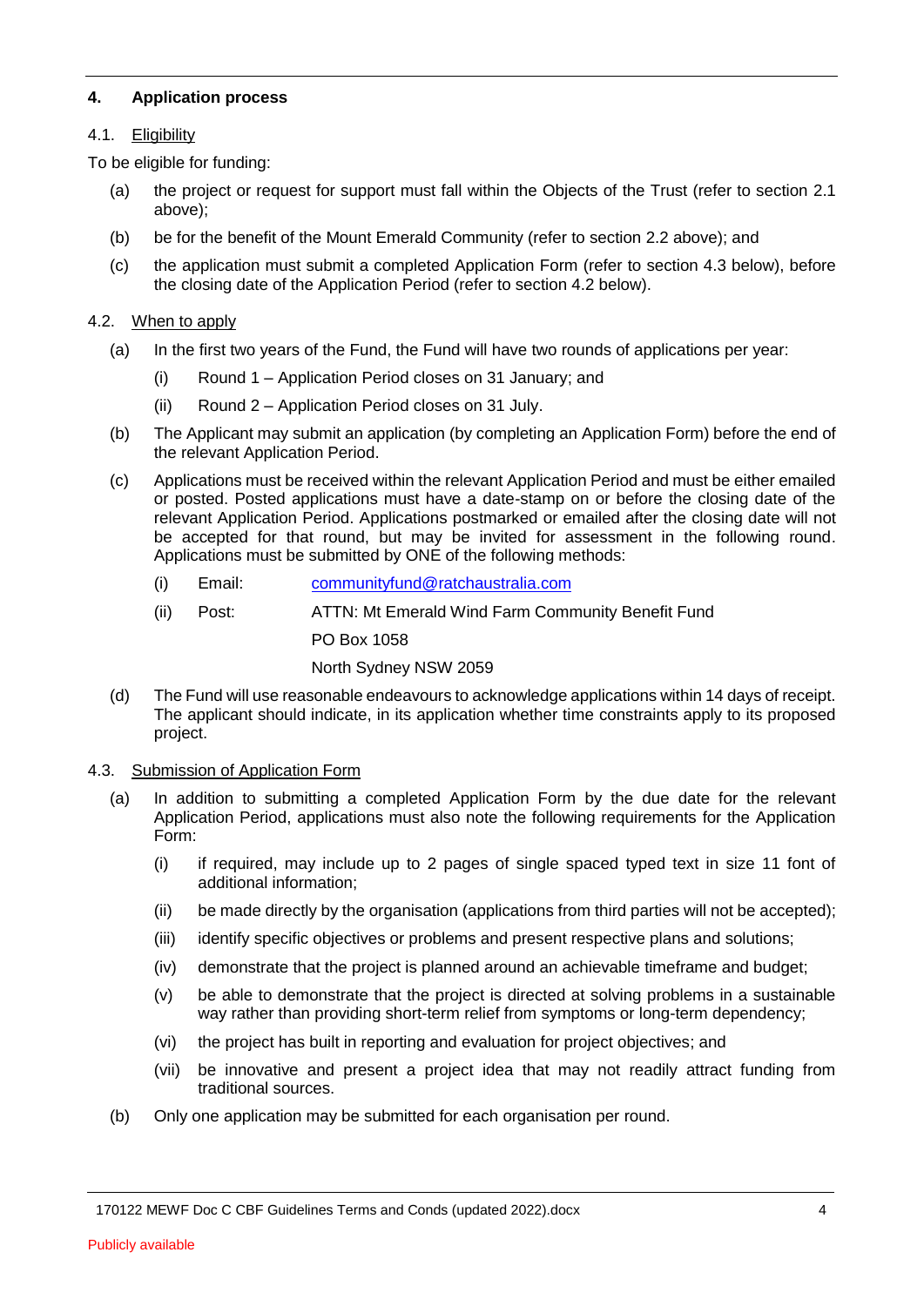## 4. Application process

### 4.1. Eligibility

To be eligible for funding:

(a) the project or request for support must fall within the Objects of the Trust (refer to section 2.1 above);

(b) be for the benefit of the Mount Emerald Community (refer to section 2.2 above); and

(c) the application must submit a completed Application Form (refer to section 4.3 below), before the closing date of the Application Period (refer to section 4.2 below).

### 4.2. When to apply

(a) In the first two years of the Fund, the Fund will have two rounds of applications per year:

  (i) Round 1 – Application Period closes on 31 January; and

  (ii) Round 2 – Application Period closes on 31 July.

(b) The Applicant may submit an application (by completing an Application Form) before the end of the relevant Application Period.

(c) Applications must be received within the relevant Application Period and must be either emailed or posted. Posted applications must have a date-stamp on or before the closing date of the relevant Application Period. Applications postmarked or emailed after the closing date will not be accepted for that round, but may be invited for assessment in the following round. Applications must be submitted by ONE of the following methods:

  (i) Email: communityfund@ratchaustralia.com

  (ii) Post: ATTN: Mt Emerald Wind Farm Community Benefit Fund
  PO Box 1058
  North Sydney NSW 2059

(d) The Fund will use reasonable endeavours to acknowledge applications within 14 days of receipt. The applicant should indicate, in its application whether time constraints apply to its proposed project.

### 4.3. Submission of Application Form

(a) In addition to submitting a completed Application Form by the due date for the relevant Application Period, applications must also note the following requirements for the Application Form:

  (i) if required, may include up to 2 pages of single spaced typed text in size 11 font of additional information;

  (ii) be made directly by the organisation (applications from third parties will not be accepted);

  (iii) identify specific objectives or problems and present respective plans and solutions;

  (iv) demonstrate that the project is planned around an achievable timeframe and budget;

  (v) be able to demonstrate that the project is directed at solving problems in a sustainable way rather than providing short-term relief from symptoms or long-term dependency;

  (vi) the project has built in reporting and evaluation for project objectives; and

  (vii) be innovative and present a project idea that may not readily attract funding from traditional sources.

(b) Only one application may be submitted for each organisation per round.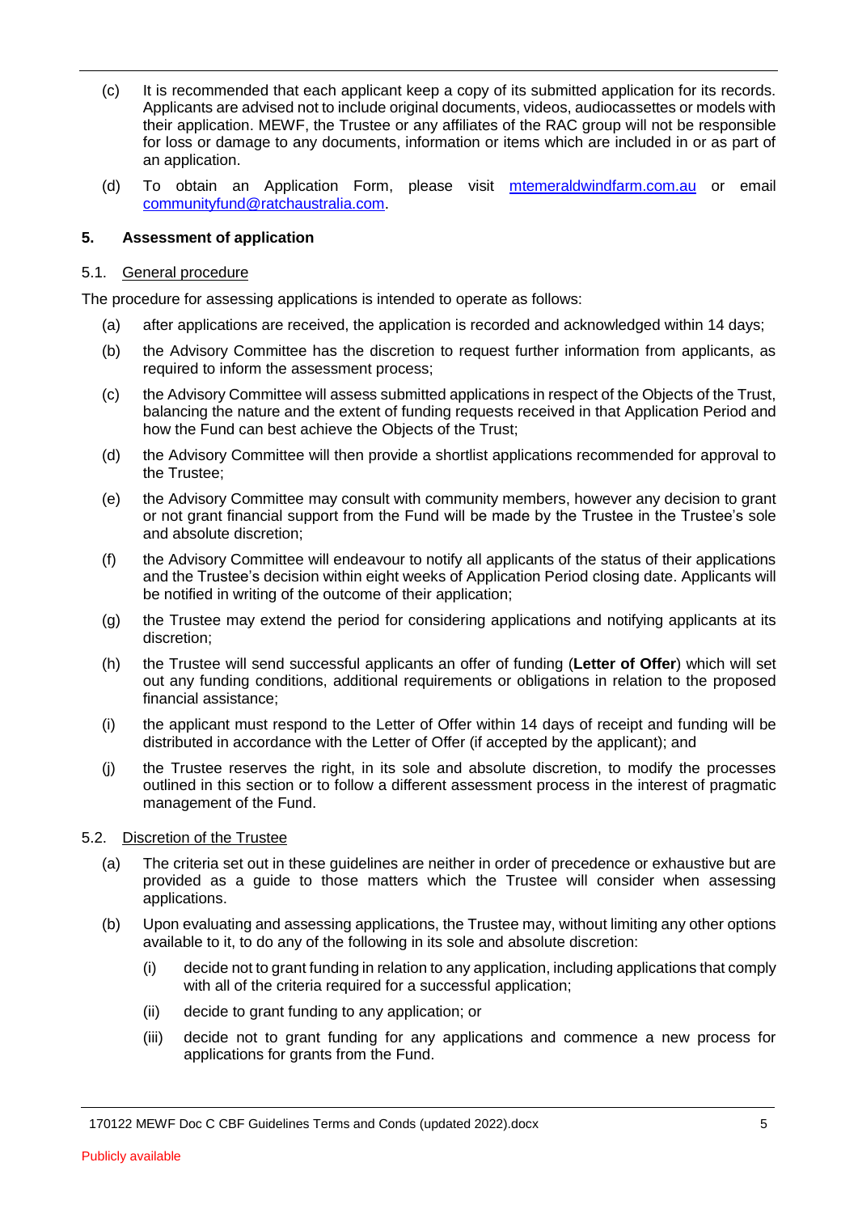(c) It is recommended that each applicant keep a copy of its submitted application for its records. Applicants are advised not to include original documents, videos, audiocassettes or models with their application. MEWF, the Trustee or any affiliates of the RAC group will not be responsible for loss or damage to any documents, information or items which are included in or as part of an application.

(d) To obtain an Application Form, please visit [mtemeraldwindfarm.com.au](mtemeraldwindfarm.com.au) or email [communityfund@ratchaustralia.com](mailto:communityfund@ratchaustralia.com).

## 5. Assessment of application

### 5.1. General procedure

The procedure for assessing applications is intended to operate as follows:

(a) after applications are received, the application is recorded and acknowledged within 14 days;

(b) the Advisory Committee has the discretion to request further information from applicants, as required to inform the assessment process;

(c) the Advisory Committee will assess submitted applications in respect of the Objects of the Trust, balancing the nature and the extent of funding requests received in that Application Period and how the Fund can best achieve the Objects of the Trust;

(d) the Advisory Committee will then provide a shortlist applications recommended for approval to the Trustee;

(e) the Advisory Committee may consult with community members, however any decision to grant or not grant financial support from the Fund will be made by the Trustee in the Trustee's sole and absolute discretion;

(f) the Advisory Committee will endeavour to notify all applicants of the status of their applications and the Trustee's decision within eight weeks of Application Period closing date. Applicants will be notified in writing of the outcome of their application;

(g) the Trustee may extend the period for considering applications and notifying applicants at its discretion;

(h) the Trustee will send successful applicants an offer of funding (**Letter of Offer**) which will set out any funding conditions, additional requirements or obligations in relation to the proposed financial assistance;

(i) the applicant must respond to the Letter of Offer within 14 days of receipt and funding will be distributed in accordance with the Letter of Offer (if accepted by the applicant); and

(j) the Trustee reserves the right, in its sole and absolute discretion, to modify the processes outlined in this section or to follow a different assessment process in the interest of pragmatic management of the Fund.

### 5.2. Discretion of the Trustee

(a) The criteria set out in these guidelines are neither in order of precedence or exhaustive but are provided as a guide to those matters which the Trustee will consider when assessing applications.

(b) Upon evaluating and assessing applications, the Trustee may, without limiting any other options available to it, to do any of the following in its sole and absolute discretion:

  (i) decide not to grant funding in relation to any application, including applications that comply with all of the criteria required for a successful application;

  (ii) decide to grant funding to any application; or

  (iii) decide not to grant funding for any applications and commence a new process for applications for grants from the Fund.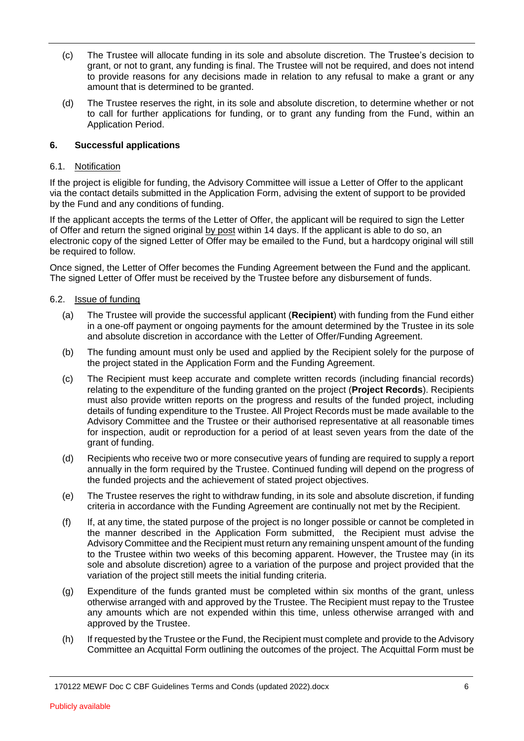(c) The Trustee will allocate funding in its sole and absolute discretion. The Trustee's decision to grant, or not to grant, any funding is final. The Trustee will not be required, and does not intend to provide reasons for any decisions made in relation to any refusal to make a grant or any amount that is determined to be granted.

(d) The Trustee reserves the right, in its sole and absolute discretion, to determine whether or not to call for further applications for funding, or to grant any funding from the Fund, within an Application Period.

## 6. Successful applications

### 6.1. Notification

If the project is eligible for funding, the Advisory Committee will issue a Letter of Offer to the applicant via the contact details submitted in the Application Form, advising the extent of support to be provided by the Fund and any conditions of funding.

If the applicant accepts the terms of the Letter of Offer, the applicant will be required to sign the Letter of Offer and return the signed original by post within 14 days. If the applicant is able to do so, an electronic copy of the signed Letter of Offer may be emailed to the Fund, but a hardcopy original will still be required to follow.

Once signed, the Letter of Offer becomes the Funding Agreement between the Fund and the applicant. The signed Letter of Offer must be received by the Trustee before any disbursement of funds.

### 6.2. Issue of funding

(a) The Trustee will provide the successful applicant (**Recipient**) with funding from the Fund either in a one-off payment or ongoing payments for the amount determined by the Trustee in its sole and absolute discretion in accordance with the Letter of Offer/Funding Agreement.

(b) The funding amount must only be used and applied by the Recipient solely for the purpose of the project stated in the Application Form and the Funding Agreement.

(c) The Recipient must keep accurate and complete written records (including financial records) relating to the expenditure of the funding granted on the project (**Project Records**). Recipients must also provide written reports on the progress and results of the funded project, including details of funding expenditure to the Trustee. All Project Records must be made available to the Advisory Committee and the Trustee or their authorised representative at all reasonable times for inspection, audit or reproduction for a period of at least seven years from the date of the grant of funding.

(d) Recipients who receive two or more consecutive years of funding are required to supply a report annually in the form required by the Trustee. Continued funding will depend on the progress of the funded projects and the achievement of stated project objectives.

(e) The Trustee reserves the right to withdraw funding, in its sole and absolute discretion, if funding criteria in accordance with the Funding Agreement are continually not met by the Recipient.

(f) If, at any time, the stated purpose of the project is no longer possible or cannot be completed in the manner described in the Application Form submitted, the Recipient must advise the Advisory Committee and the Recipient must return any remaining unspent amount of the funding to the Trustee within two weeks of this becoming apparent. However, the Trustee may (in its sole and absolute discretion) agree to a variation of the purpose and project provided that the variation of the project still meets the initial funding criteria.

(g) Expenditure of the funds granted must be completed within six months of the grant, unless otherwise arranged with and approved by the Trustee. The Recipient must repay to the Trustee any amounts which are not expended within this time, unless otherwise arranged with and approved by the Trustee.

(h) If requested by the Trustee or the Fund, the Recipient must complete and provide to the Advisory Committee an Acquittal Form outlining the outcomes of the project. The Acquittal Form must be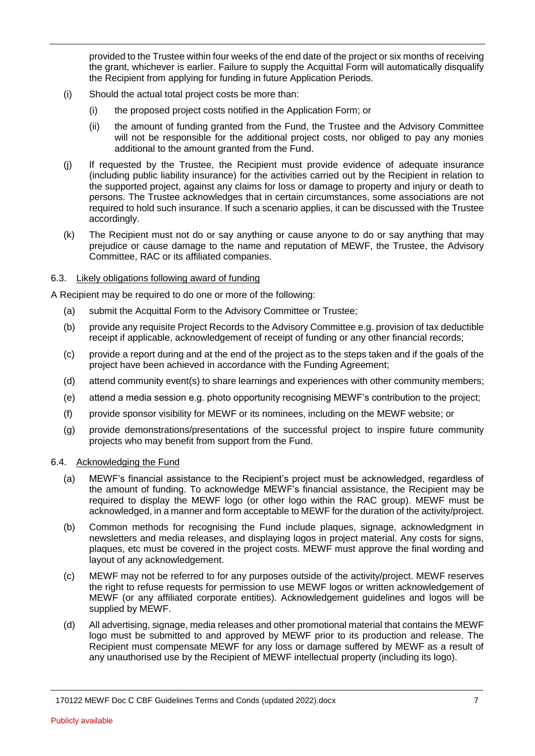provided to the Trustee within four weeks of the end date of the project or six months of receiving the grant, whichever is earlier. Failure to supply the Acquittal Form will automatically disqualify the Recipient from applying for funding in future Application Periods.

(i) Should the actual total project costs be more than:

  (i) the proposed project costs notified in the Application Form; or

  (ii) the amount of funding granted from the Fund, the Trustee and the Advisory Committee will not be responsible for the additional project costs, nor obliged to pay any monies additional to the amount granted from the Fund.

(j) If requested by the Trustee, the Recipient must provide evidence of adequate insurance (including public liability insurance) for the activities carried out by the Recipient in relation to the supported project, against any claims for loss or damage to property and injury or death to persons. The Trustee acknowledges that in certain circumstances, some associations are not required to hold such insurance. If such a scenario applies, it can be discussed with the Trustee accordingly.

(k) The Recipient must not do or say anything or cause anyone to do or say anything that may prejudice or cause damage to the name and reputation of MEWF, the Trustee, the Advisory Committee, RAC or its affiliated companies.

### 6.3. Likely obligations following award of funding

A Recipient may be required to do one or more of the following:

(a) submit the Acquittal Form to the Advisory Committee or Trustee;

(b) provide any requisite Project Records to the Advisory Committee e.g. provision of tax deductible receipt if applicable, acknowledgement of receipt of funding or any other financial records;

(c) provide a report during and at the end of the project as to the steps taken and if the goals of the project have been achieved in accordance with the Funding Agreement;

(d) attend community event(s) to share learnings and experiences with other community members;

(e) attend a media session e.g. photo opportunity recognising MEWF's contribution to the project;

(f) provide sponsor visibility for MEWF or its nominees, including on the MEWF website; or

(g) provide demonstrations/presentations of the successful project to inspire future community projects who may benefit from support from the Fund.

### 6.4. Acknowledging the Fund

(a) MEWF's financial assistance to the Recipient's project must be acknowledged, regardless of the amount of funding. To acknowledge MEWF's financial assistance, the Recipient may be required to display the MEWF logo (or other logo within the RAC group). MEWF must be acknowledged, in a manner and form acceptable to MEWF for the duration of the activity/project.

(b) Common methods for recognising the Fund include plaques, signage, acknowledgment in newsletters and media releases, and displaying logos in project material. Any costs for signs, plaques, etc must be covered in the project costs. MEWF must approve the final wording and layout of any acknowledgement.

(c) MEWF may not be referred to for any purposes outside of the activity/project. MEWF reserves the right to refuse requests for permission to use MEWF logos or written acknowledgement of MEWF (or any affiliated corporate entities). Acknowledgement guidelines and logos will be supplied by MEWF.

(d) All advertising, signage, media releases and other promotional material that contains the MEWF logo must be submitted to and approved by MEWF prior to its production and release. The Recipient must compensate MEWF for any loss or damage suffered by MEWF as a result of any unauthorised use by the Recipient of MEWF intellectual property (including its logo).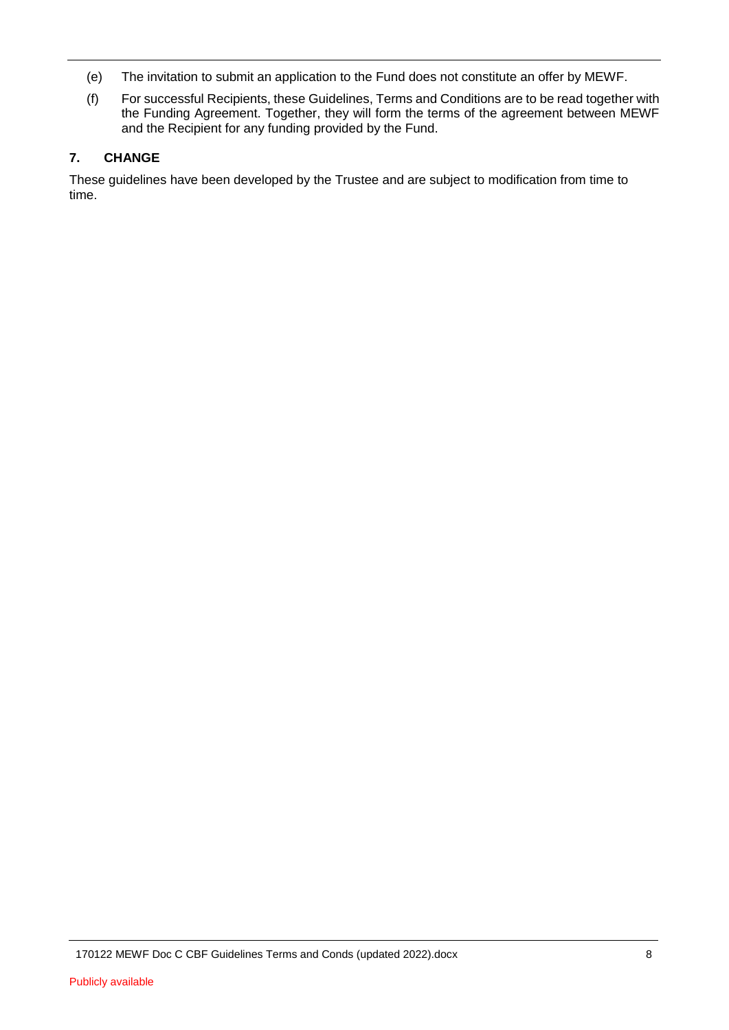(e) The invitation to submit an application to the Fund does not constitute an offer by MEWF.

(f) For successful Recipients, these Guidelines, Terms and Conditions are to be read together with the Funding Agreement. Together, they will form the terms of the agreement between MEWF and the Recipient for any funding provided by the Fund.

## 7. CHANGE

These guidelines have been developed by the Trustee and are subject to modification from time to time.